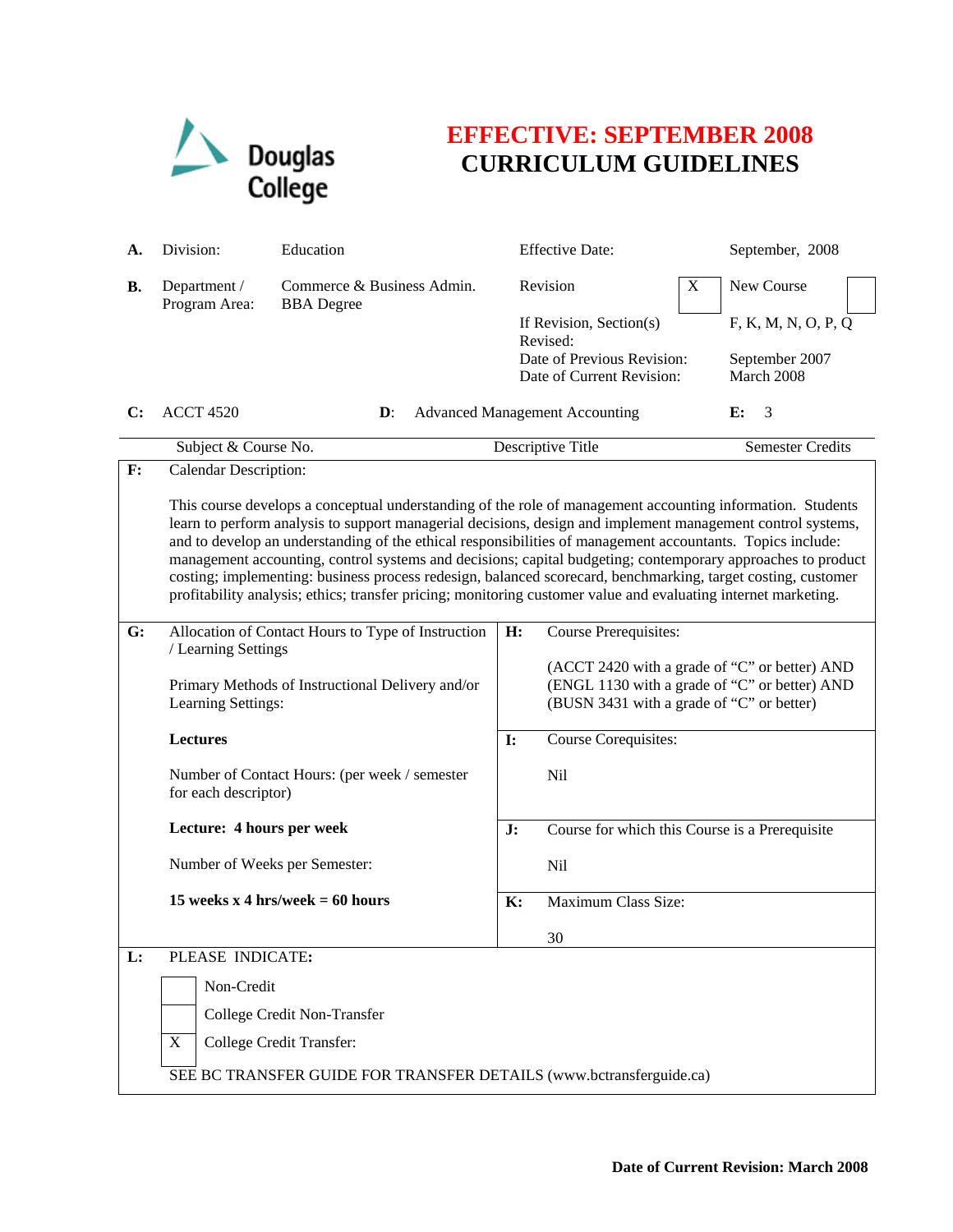Douglas College

# EFFECTIVE: SEPTEMBER 2008
# CURRICULUM GUIDELINES

| | | | | |
|---|---|---|---|---|
| **A.** | Division: | Education | Effective Date: | September, 2008 |
| **B.** | Department / Program Area: | Commerce & Business Admin. BBA Degree | Revision [X] | New Course [ ] |
| | | | If Revision, Section(s) Revised: | F, K, M, N, O, P, Q |
| | | | Date of Previous Revision: | September 2007 |
| | | | Date of Current Revision: | March 2008 |

| **C:** ACCT 4520 | **D:** Advanced Management Accounting | **E:** 3 |
|---|---|---|
| Subject & Course No. | Descriptive Title | Semester Credits |

**F:** Calendar Description:

This course develops a conceptual understanding of the role of management accounting information. Students learn to perform analysis to support managerial decisions, design and implement management control systems, and to develop an understanding of the ethical responsibilities of management accountants. Topics include: management accounting, control systems and decisions; capital budgeting; contemporary approaches to product costing; implementing: business process redesign, balanced scorecard, benchmarking, target costing, customer profitability analysis; ethics; transfer pricing; monitoring customer value and evaluating internet marketing.

**G:** Allocation of Contact Hours to Type of Instruction / Learning Settings

Primary Methods of Instructional Delivery and/or Learning Settings:

**Lectures**

Number of Contact Hours: (per week / semester for each descriptor)

**Lecture: 4 hours per week**

Number of Weeks per Semester:

**15 weeks x 4 hrs/week = 60 hours**

**H:** Course Prerequisites:

(ACCT 2420 with a grade of "C" or better) AND (ENGL 1130 with a grade of "C" or better) AND (BUSN 3431 with a grade of "C" or better)

**I:** Course Corequisites:

Nil

**J:** Course for which this Course is a Prerequisite

Nil

**K:** Maximum Class Size:

30

**L:** PLEASE INDICATE:

- [ ] Non-Credit
- [ ] College Credit Non-Transfer
- [X] College Credit Transfer:

SEE BC TRANSFER GUIDE FOR TRANSFER DETAILS (www.bctransferguide.ca)

**Date of Current Revision: March 2008**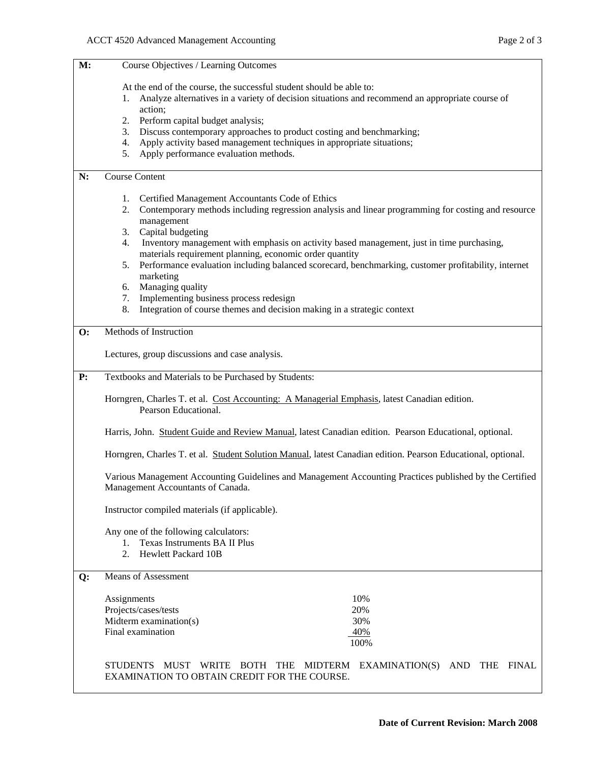**M:** Course Objectives / Learning Outcomes

At the end of the course, the successful student should be able to:

1. Analyze alternatives in a variety of decision situations and recommend an appropriate course of action;
2. Perform capital budget analysis;
3. Discuss contemporary approaches to product costing and benchmarking;
4. Apply activity based management techniques in appropriate situations;
5. Apply performance evaluation methods.

**N:** Course Content

1. Certified Management Accountants Code of Ethics
2. Contemporary methods including regression analysis and linear programming for costing and resource management
3. Capital budgeting
4. Inventory management with emphasis on activity based management, just in time purchasing, materials requirement planning, economic order quantity
5. Performance evaluation including balanced scorecard, benchmarking, customer profitability, internet marketing
6. Managing quality
7. Implementing business process redesign
8. Integration of course themes and decision making in a strategic context

**O:** Methods of Instruction

Lectures, group discussions and case analysis.

**P:** Textbooks and Materials to be Purchased by Students:

Horngren, Charles T. et al. Cost Accounting: A Managerial Emphasis, latest Canadian edition. Pearson Educational.

Harris, John. Student Guide and Review Manual, latest Canadian edition. Pearson Educational, optional.

Horngren, Charles T. et al. Student Solution Manual, latest Canadian edition. Pearson Educational, optional.

Various Management Accounting Guidelines and Management Accounting Practices published by the Certified Management Accountants of Canada.

Instructor compiled materials (if applicable).

Any one of the following calculators:

1. Texas Instruments BA II Plus
2. Hewlett Packard 10B

**Q:** Means of Assessment

| | |
|---|---|
| Assignments | 10% |
| Projects/cases/tests | 20% |
| Midterm examination(s) | 30% |
| Final examination | 40% |
| | 100% |

STUDENTS MUST WRITE BOTH THE MIDTERM EXAMINATION(S) AND THE FINAL EXAMINATION TO OBTAIN CREDIT FOR THE COURSE.

**Date of Current Revision: March 2008**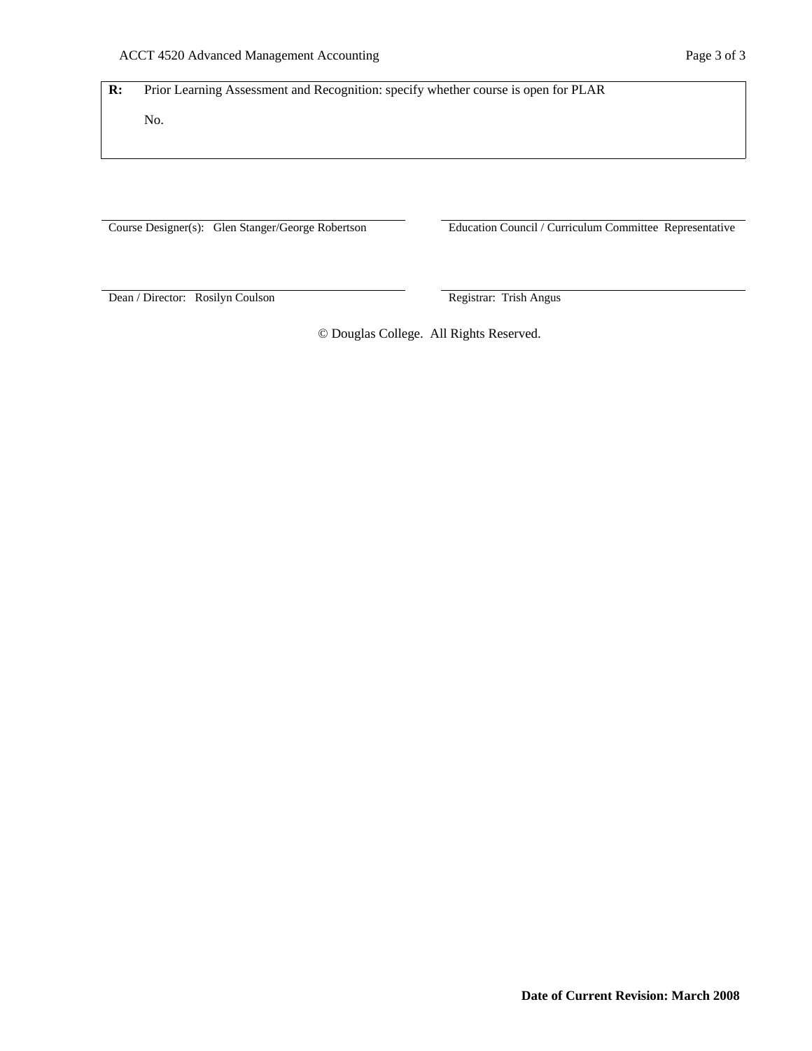**R:** Prior Learning Assessment and Recognition: specify whether course is open for PLAR

No.

Course Designer(s): Glen Stanger/George Robertson

Education Council / Curriculum Committee Representative

Dean / Director: Rosilyn Coulson

Registrar: Trish Angus

© Douglas College. All Rights Reserved.

**Date of Current Revision: March 2008**